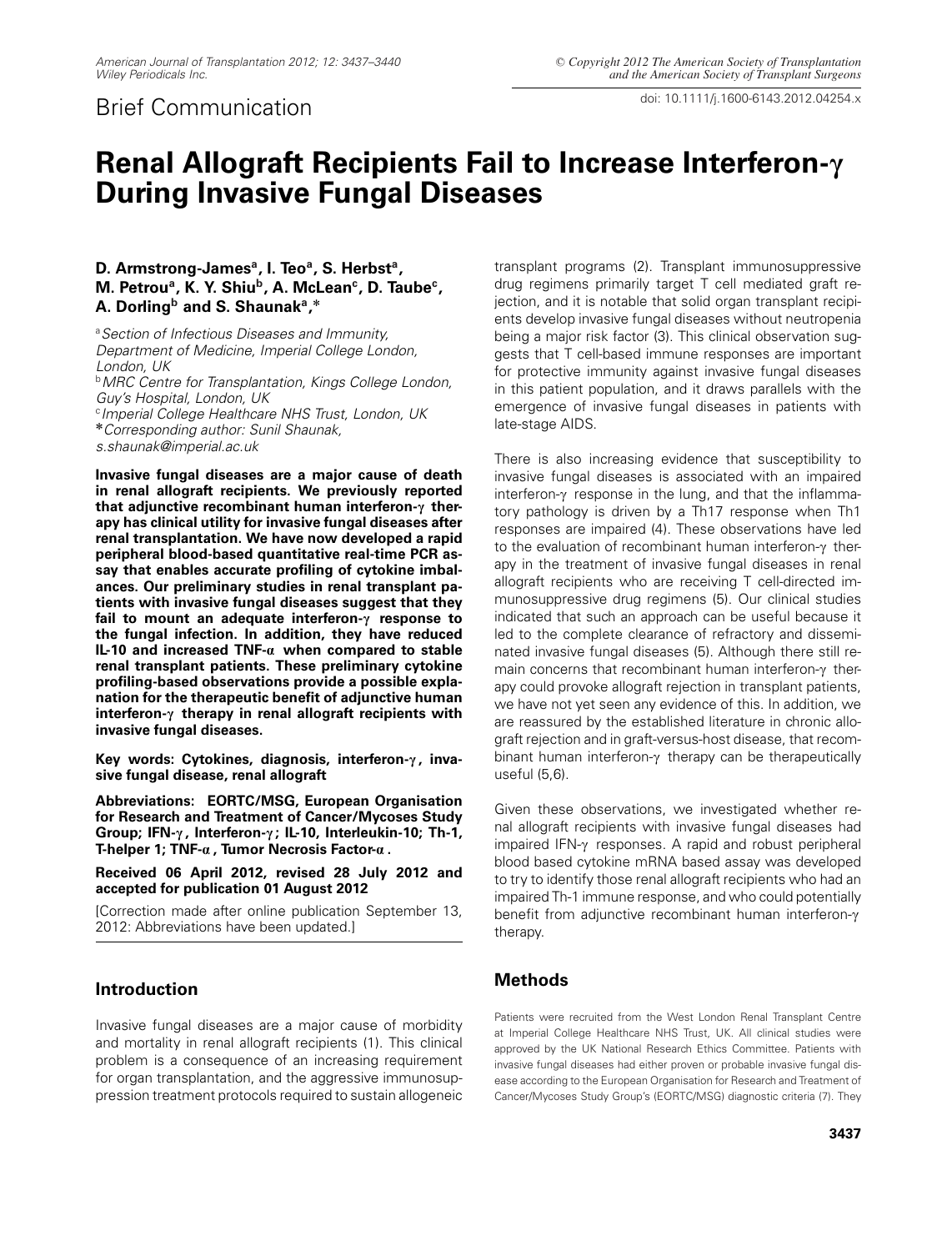Brief Communication

# Renal Allograft Recipients Fail to Increase Interferon-γ During Invasive Fungal Diseases

**D. Armstrong-James[a], I. Teo[a], S. Herbst[a], M. Petrou[a], K. Y. Shiu[b], A. McLean[c], D. Taube[c], A. Dorling[b] and S. Shaunak[a],***

[a] *Section of Infectious Diseases and Immunity, Department of Medicine, Imperial College London, London, UK*
[b] *MRC Centre for Transplantation, Kings College London, Guy's Hospital, London, UK*
[c] *Imperial College Healthcare NHS Trust, London, UK*
* *Corresponding author: Sunil Shaunak, s.shaunak@imperial.ac.uk*

**Invasive fungal diseases are a major cause of death in renal allograft recipients. We previously reported that adjunctive recombinant human interferon-γ therapy has clinical utility for invasive fungal diseases after renal transplantation. We have now developed a rapid peripheral blood-based quantitative real-time PCR assay that enables accurate profiling of cytokine imbalances. Our preliminary studies in renal transplant patients with invasive fungal diseases suggest that they fail to mount an adequate interferon-γ response to the fungal infection. In addition, they have reduced IL-10 and increased TNF-α when compared to stable renal transplant patients. These preliminary cytokine profiling-based observations provide a possible explanation for the therapeutic benefit of adjunctive human interferon-γ therapy in renal allograft recipients with invasive fungal diseases.**

**Key words: Cytokines, diagnosis, interferon-γ, invasive fungal disease, renal allograft**

**Abbreviations: EORTC/MSG, European Organisation for Research and Treatment of Cancer/Mycoses Study Group; IFN-γ, Interferon-γ; IL-10, Interleukin-10; Th-1, T-helper 1; TNF-α, Tumor Necrosis Factor-α.**

**Received 06 April 2012, revised 28 July 2012 and accepted for publication 01 August 2012**

[Correction made after online publication September 13, 2012: Abbreviations have been updated.]

## Introduction

Invasive fungal diseases are a major cause of morbidity and mortality in renal allograft recipients (1). This clinical problem is a consequence of an increasing requirement for organ transplantation, and the aggressive immunosuppression treatment protocols required to sustain allogeneic transplant programs (2). Transplant immunosuppressive drug regimens primarily target T cell mediated graft rejection, and it is notable that solid organ transplant recipients develop invasive fungal diseases without neutropenia being a major risk factor (3). This clinical observation suggests that T cell-based immune responses are important for protective immunity against invasive fungal diseases in this patient population, and it draws parallels with the emergence of invasive fungal diseases in patients with late-stage AIDS.

There is also increasing evidence that susceptibility to invasive fungal diseases is associated with an impaired interferon-γ response in the lung, and that the inflammatory pathology is driven by a Th17 response when Th1 responses are impaired (4). These observations have led to the evaluation of recombinant human interferon-γ therapy in the treatment of invasive fungal diseases in renal allograft recipients who are receiving T cell-directed immunosuppressive drug regimens (5). Our clinical studies indicated that such an approach can be useful because it led to the complete clearance of refractory and disseminated invasive fungal diseases (5). Although there still remain concerns that recombinant human interferon-γ therapy could provoke allograft rejection in transplant patients, we have not yet seen any evidence of this. In addition, we are reassured by the established literature in chronic allograft rejection and in graft-versus-host disease, that recombinant human interferon-γ therapy can be therapeutically useful (5,6).

Given these observations, we investigated whether renal allograft recipients with invasive fungal diseases had impaired IFN-γ responses. A rapid and robust peripheral blood based cytokine mRNA based assay was developed to try to identify those renal allograft recipients who had an impaired Th-1 immune response, and who could potentially benefit from adjunctive recombinant human interferon-γ therapy.

## Methods

Patients were recruited from the West London Renal Transplant Centre at Imperial College Healthcare NHS Trust, UK. All clinical studies were approved by the UK National Research Ethics Committee. Patients with invasive fungal diseases had either proven or probable invasive fungal disease according to the European Organisation for Research and Treatment of Cancer/Mycoses Study Group's (EORTC/MSG) diagnostic criteria (7). They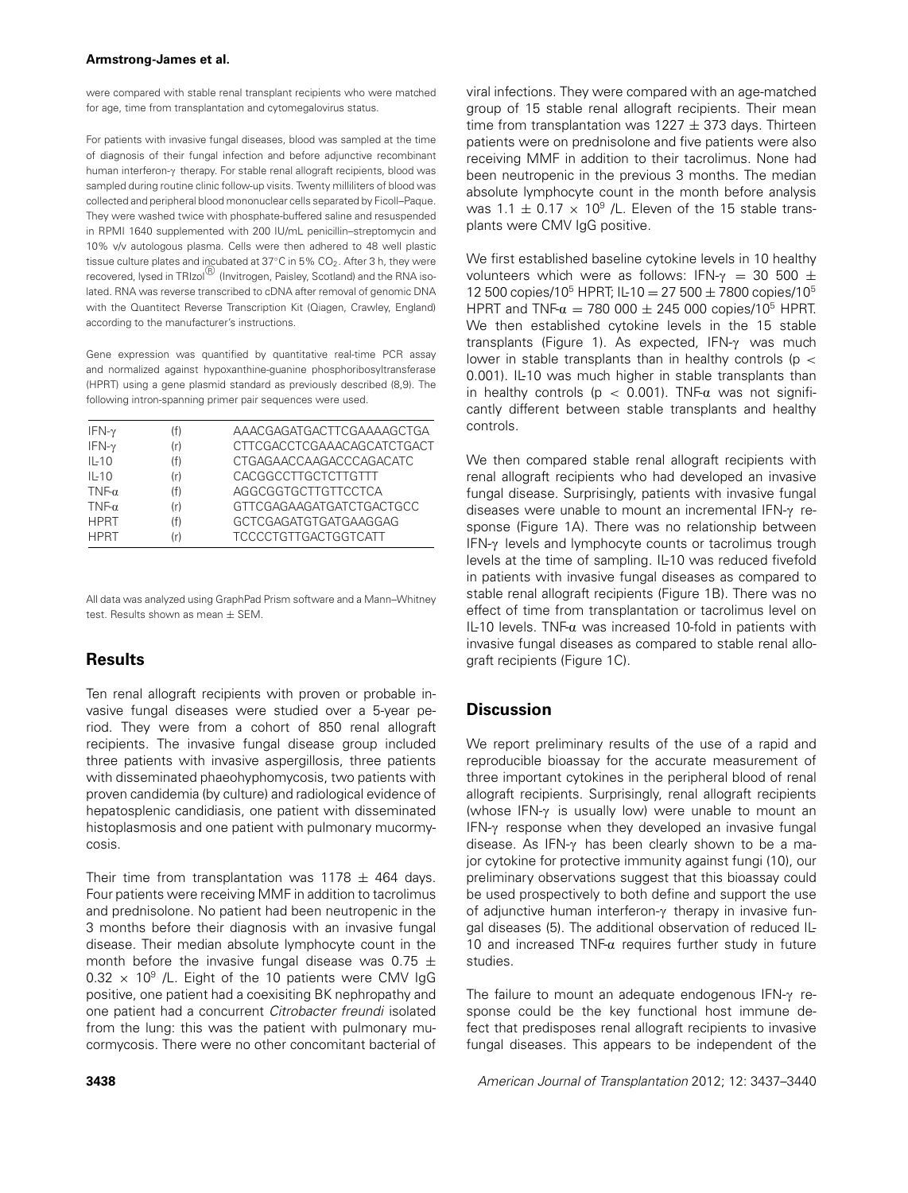were compared with stable renal transplant recipients who were matched for age, time from transplantation and cytomegalovirus status.

For patients with invasive fungal diseases, blood was sampled at the time of diagnosis of their fungal infection and before adjunctive recombinant human interferon-γ therapy. For stable renal allograft recipients, blood was sampled during routine clinic follow-up visits. Twenty milliliters of blood was collected and peripheral blood mononuclear cells separated by Ficoll–Paque. They were washed twice with phosphate-buffered saline and resuspended in RPMI 1640 supplemented with 200 IU/mL penicillin–streptomycin and 10% v/v autologous plasma. Cells were then adhered to 48 well plastic tissue culture plates and incubated at 37°C in 5% $CO_2$. After 3 h, they were recovered, lysed in TRIzol® (Invitrogen, Paisley, Scotland) and the RNA isolated. RNA was reverse transcribed to cDNA after removal of genomic DNA with the Quantitect Reverse Transcription Kit (Qiagen, Crawley, England) according to the manufacturer's instructions.

Gene expression was quantified by quantitative real-time PCR assay and normalized against hypoxanthine-guanine phosphoribosyltransferase (HPRT) using a gene plasmid standard as previously described (8,9). The following intron-spanning primer pair sequences were used.

| | | |
|---|---|---|
| IFN-γ | (f) | AAACGAGATGACTTCGAAAAGCTGA |
| IFN-γ | (r) | CTTCGACCTCGAAACAGCATCTGACT |
| IL-10 | (f) | CTGAGAACCAAGACCCAGACATC |
| IL-10 | (r) | CACGGCCTTGCTCTTGTTT |
| TNF-α | (f) | AGGCGGTGCTTGTTCCTCA |
| TNF-α | (r) | GTTCGAGAAGATGATCTGACTGCC |
| HPRT | (f) | GCTCGAGATGTGATGAAGGAG |
| HPRT | (r) | TCCCCTGTTGACTGGTCATT |

All data was analyzed using GraphPad Prism software and a Mann–Whitney test. Results shown as mean ± SEM.

## Results

Ten renal allograft recipients with proven or probable invasive fungal diseases were studied over a 5-year period. They were from a cohort of 850 renal allograft recipients. The invasive fungal disease group included three patients with invasive aspergillosis, three patients with disseminated phaeohyphomycosis, two patients with proven candidemia (by culture) and radiological evidence of hepatosplenic candidiasis, one patient with disseminated histoplasmosis and one patient with pulmonary mucormycosis.

Their time from transplantation was 1178 ± 464 days. Four patients were receiving MMF in addition to tacrolimus and prednisolone. No patient had been neutropenic in the 3 months before their diagnosis with an invasive fungal disease. Their median absolute lymphocyte count in the month before the invasive fungal disease was 0.75 ± 0.32 × $10^9$ /L. Eight of the 10 patients were CMV IgG positive, one patient had a coexisiting BK nephropathy and one patient had a concurrent *Citrobacter freundi* isolated from the lung: this was the patient with pulmonary mucormycosis. There were no other concomitant bacterial of viral infections. They were compared with an age-matched group of 15 stable renal allograft recipients. Their mean time from transplantation was 1227 ± 373 days. Thirteen patients were on prednisolone and five patients were also receiving MMF in addition to their tacrolimus. None had been neutropenic in the previous 3 months. The median absolute lymphocyte count in the month before analysis was 1.1 ± 0.17 × $10^9$ /L. Eleven of the 15 stable transplants were CMV IgG positive.

We first established baseline cytokine levels in 10 healthy volunteers which were as follows: IFN-γ = 30 500 ± 12 500 copies/$10^5$ HPRT; IL-10 = 27 500 ± 7800 copies/$10^5$ HPRT and TNF-α = 780 000 ± 245 000 copies/$10^5$ HPRT. We then established cytokine levels in the 15 stable transplants (Figure 1). As expected, IFN-γ was much lower in stable transplants than in healthy controls ($p < 0.001$). IL-10 was much higher in stable transplants than in healthy controls ($p < 0.001$). TNF-α was not significantly different between stable transplants and healthy controls.

We then compared stable renal allograft recipients with renal allograft recipients who had developed an invasive fungal disease. Surprisingly, patients with invasive fungal diseases were unable to mount an incremental IFN-γ response (Figure 1A). There was no relationship between IFN-γ levels and lymphocyte counts or tacrolimus trough levels at the time of sampling. IL-10 was reduced fivefold in patients with invasive fungal diseases as compared to stable renal allograft recipients (Figure 1B). There was no effect of time from transplantation or tacrolimus level on IL-10 levels. TNF-α was increased 10-fold in patients with invasive fungal diseases as compared to stable renal allograft recipients (Figure 1C).

## Discussion

We report preliminary results of the use of a rapid and reproducible bioassay for the accurate measurement of three important cytokines in the peripheral blood of renal allograft recipients. Surprisingly, renal allograft recipients (whose IFN-γ is usually low) were unable to mount an IFN-γ response when they developed an invasive fungal disease. As IFN-γ has been clearly shown to be a major cytokine for protective immunity against fungi (10), our preliminary observations suggest that this bioassay could be used prospectively to both define and support the use of adjunctive human interferon-γ therapy in invasive fungal diseases (5). The additional observation of reduced IL-10 and increased TNF-α requires further study in future studies.

The failure to mount an adequate endogenous IFN-γ response could be the key functional host immune defect that predisposes renal allograft recipients to invasive fungal diseases. This appears to be independent of the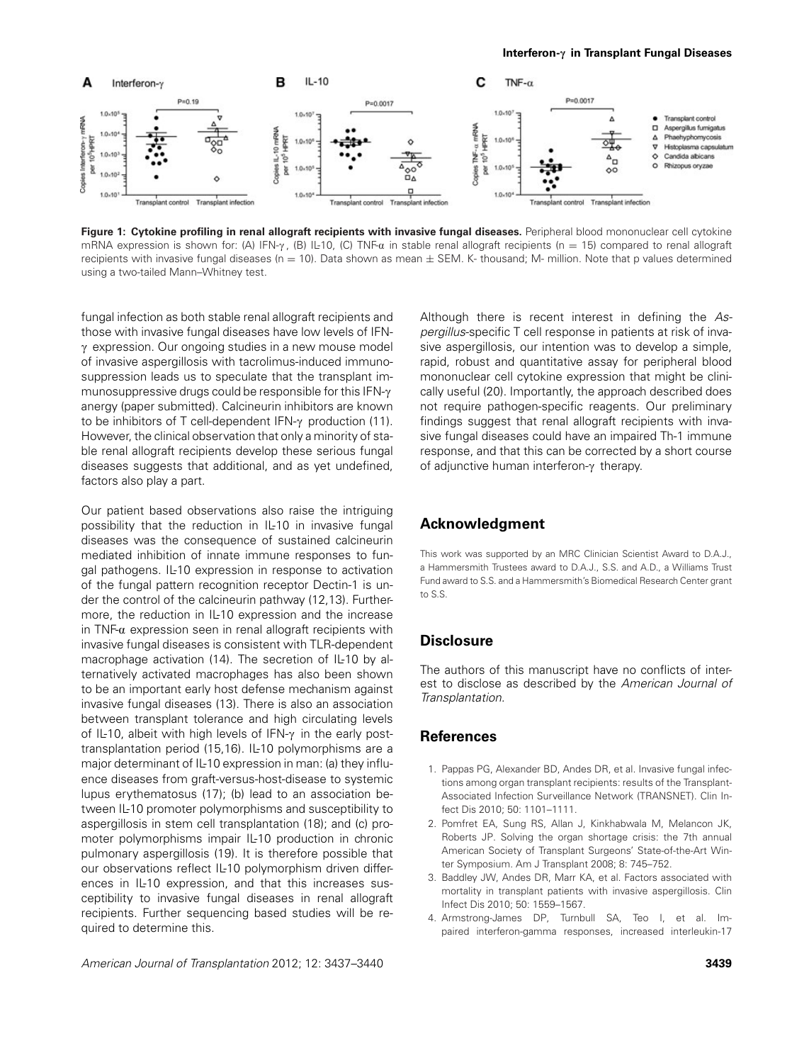**Figure 1: Cytokine profiling in renal allograft recipients with invasive fungal diseases.** Peripheral blood mononuclear cell cytokine mRNA expression is shown for: (A) IFN-γ, (B) IL-10, (C) TNF-α in stable renal allograft recipients (n = 15) compared to renal allograft recipients with invasive fungal diseases (n = 10). Data shown as mean ± SEM. K- thousand; M- million. Note that p values determined using a two-tailed Mann–Whitney test.

fungal infection as both stable renal allograft recipients and those with invasive fungal diseases have low levels of IFN-γ expression. Our ongoing studies in a new mouse model of invasive aspergillosis with tacrolimus-induced immunosuppression leads us to speculate that the transplant immunosuppressive drugs could be responsible for this IFN-γ anergy (paper submitted). Calcineurin inhibitors are known to be inhibitors of T cell-dependent IFN-γ production (11). However, the clinical observation that only a minority of stable renal allograft recipients develop these serious fungal diseases suggests that additional, and as yet undefined, factors also play a part.

Our patient based observations also raise the intriguing possibility that the reduction in IL-10 in invasive fungal diseases was the consequence of sustained calcineurin mediated inhibition of innate immune responses to fungal pathogens. IL-10 expression in response to activation of the fungal pattern recognition receptor Dectin-1 is under the control of the calcineurin pathway (12,13). Furthermore, the reduction in IL-10 expression and the increase in TNF-α expression seen in renal allograft recipients with invasive fungal diseases is consistent with TLR-dependent macrophage activation (14). The secretion of IL-10 by alternatively activated macrophages has also been shown to be an important early host defense mechanism against invasive fungal diseases (13). There is also an association between transplant tolerance and high circulating levels of IL-10, albeit with high levels of IFN-γ in the early post-transplantation period (15,16). IL-10 polymorphisms are a major determinant of IL-10 expression in man: (a) they influence diseases from graft-versus-host-disease to systemic lupus erythematosus (17); (b) lead to an association between IL-10 promoter polymorphisms and susceptibility to aspergillosis in stem cell transplantation (18); and (c) promoter polymorphisms impair IL-10 production in chronic pulmonary aspergillosis (19). It is therefore possible that our observations reflect IL-10 polymorphism driven differences in IL-10 expression, and that this increases susceptibility to invasive fungal diseases in renal allograft recipients. Further sequencing based studies will be required to determine this.

Although there is recent interest in defining the *Aspergillus*-specific T cell response in patients at risk of invasive aspergillosis, our intention was to develop a simple, rapid, robust and quantitative assay for peripheral blood mononuclear cell cytokine expression that might be clinically useful (20). Importantly, the approach described does not require pathogen-specific reagents. Our preliminary findings suggest that renal allograft recipients with invasive fungal diseases could have an impaired Th-1 immune response, and that this can be corrected by a short course of adjunctive human interferon-γ therapy.

## Acknowledgment

This work was supported by an MRC Clinician Scientist Award to D.A.J., a Hammersmith Trustees award to D.A.J., S.S. and A.D., a Williams Trust Fund award to S.S. and a Hammersmith's Biomedical Research Center grant to S.S.

## Disclosure

The authors of this manuscript have no conflicts of interest to disclose as described by the *American Journal of Transplantation*.

## References

1. Pappas PG, Alexander BD, Andes DR, et al. Invasive fungal infections among organ transplant recipients: results of the Transplant-Associated Infection Surveillance Network (TRANSNET). Clin Infect Dis 2010; 50: 1101–1111.
2. Pomfret EA, Sung RS, Allan J, Kinkhabwala M, Melancon JK, Roberts JP. Solving the organ shortage crisis: the 7th annual American Society of Transplant Surgeons' State-of-the-Art Winter Symposium. Am J Transplant 2008; 8: 745–752.
3. Baddley JW, Andes DR, Marr KA, et al. Factors associated with mortality in transplant patients with invasive aspergillosis. Clin Infect Dis 2010; 50: 1559–1567.
4. Armstrong-James DP, Turnbull SA, Teo I, et al. Impaired interferon-gamma responses, increased interleukin-17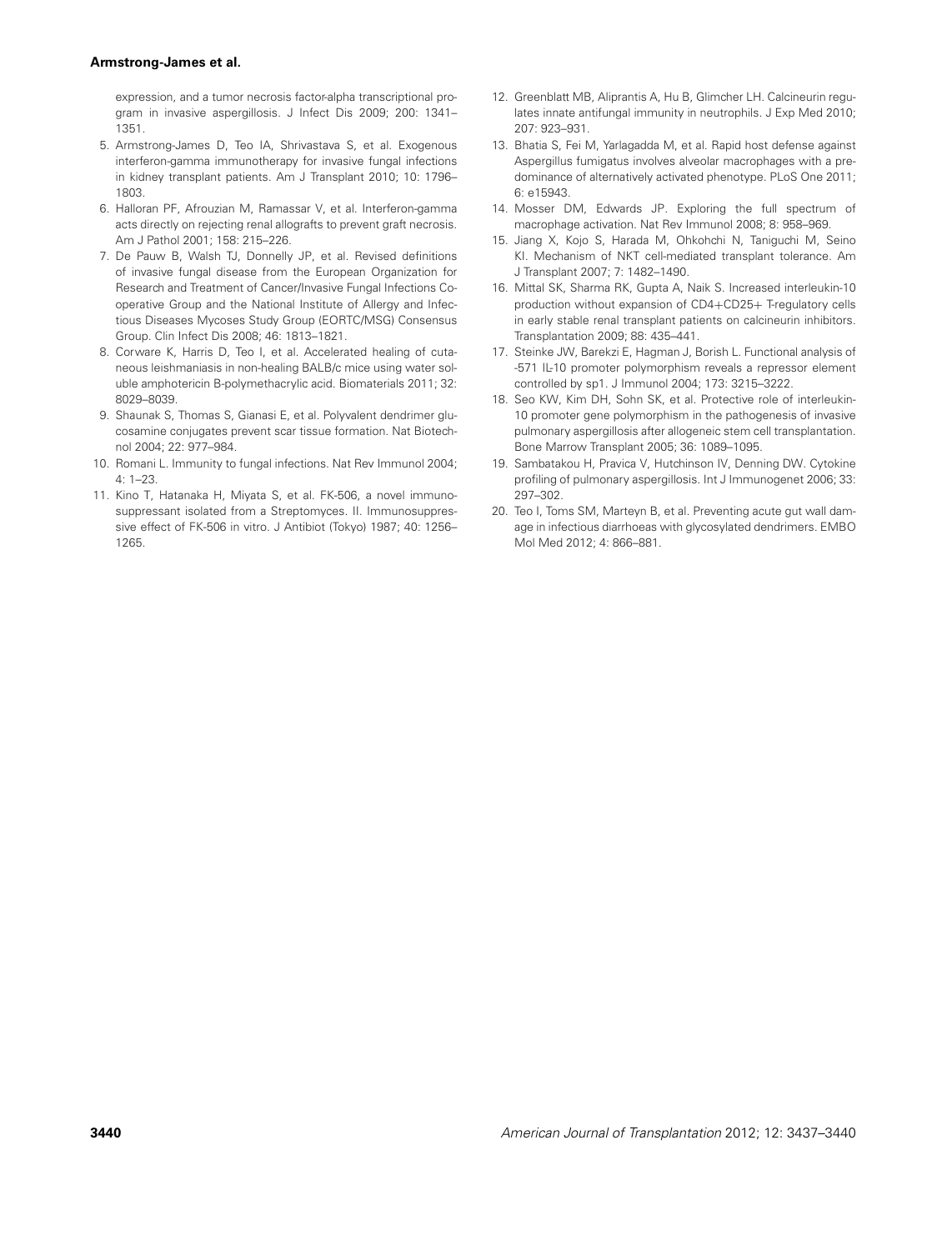expression, and a tumor necrosis factor-alpha transcriptional program in invasive aspergillosis. J Infect Dis 2009; 200: 1341–1351.

5. Armstrong-James D, Teo IA, Shrivastava S, et al. Exogenous interferon-gamma immunotherapy for invasive fungal infections in kidney transplant patients. Am J Transplant 2010; 10: 1796–1803.
6. Halloran PF, Afrouzian M, Ramassar V, et al. Interferon-gamma acts directly on rejecting renal allografts to prevent graft necrosis. Am J Pathol 2001; 158: 215–226.
7. De Pauw B, Walsh TJ, Donnelly JP, et al. Revised definitions of invasive fungal disease from the European Organization for Research and Treatment of Cancer/Invasive Fungal Infections Cooperative Group and the National Institute of Allergy and Infectious Diseases Mycoses Study Group (EORTC/MSG) Consensus Group. Clin Infect Dis 2008; 46: 1813–1821.
8. Corware K, Harris D, Teo I, et al. Accelerated healing of cutaneous leishmaniasis in non-healing BALB/c mice using water soluble amphotericin B-polymethacrylic acid. Biomaterials 2011; 32: 8029–8039.
9. Shaunak S, Thomas S, Gianasi E, et al. Polyvalent dendrimer glucosamine conjugates prevent scar tissue formation. Nat Biotechnol 2004; 22: 977–984.
10. Romani L. Immunity to fungal infections. Nat Rev Immunol 2004; 4: 1–23.
11. Kino T, Hatanaka H, Miyata S, et al. FK-506, a novel immunosuppressant isolated from a Streptomyces. II. Immunosuppressive effect of FK-506 in vitro. J Antibiot (Tokyo) 1987; 40: 1256–1265.
12. Greenblatt MB, Aliprantis A, Hu B, Glimcher LH. Calcineurin regulates innate antifungal immunity in neutrophils. J Exp Med 2010; 207: 923–931.
13. Bhatia S, Fei M, Yarlagadda M, et al. Rapid host defense against Aspergillus fumigatus involves alveolar macrophages with a predominance of alternatively activated phenotype. PLoS One 2011; 6: e15943.
14. Mosser DM, Edwards JP. Exploring the full spectrum of macrophage activation. Nat Rev Immunol 2008; 8: 958–969.
15. Jiang X, Kojo S, Harada M, Ohkohchi N, Taniguchi M, Seino KI. Mechanism of NKT cell-mediated transplant tolerance. Am J Transplant 2007; 7: 1482–1490.
16. Mittal SK, Sharma RK, Gupta A, Naik S. Increased interleukin-10 production without expansion of CD4+CD25+ T-regulatory cells in early stable renal transplant patients on calcineurin inhibitors. Transplantation 2009; 88: 435–441.
17. Steinke JW, Barekzi E, Hagman J, Borish L. Functional analysis of -571 IL-10 promoter polymorphism reveals a repressor element controlled by sp1. J Immunol 2004; 173: 3215–3222.
18. Seo KW, Kim DH, Sohn SK, et al. Protective role of interleukin-10 promoter gene polymorphism in the pathogenesis of invasive pulmonary aspergillosis after allogeneic stem cell transplantation. Bone Marrow Transplant 2005; 36: 1089–1095.
19. Sambatakou H, Pravica V, Hutchinson IV, Denning DW. Cytokine profiling of pulmonary aspergillosis. Int J Immunogenet 2006; 33: 297–302.
20. Teo I, Toms SM, Marteyn B, et al. Preventing acute gut wall damage in infectious diarrhoeas with glycosylated dendrimers. EMBO Mol Med 2012; 4: 866–881.